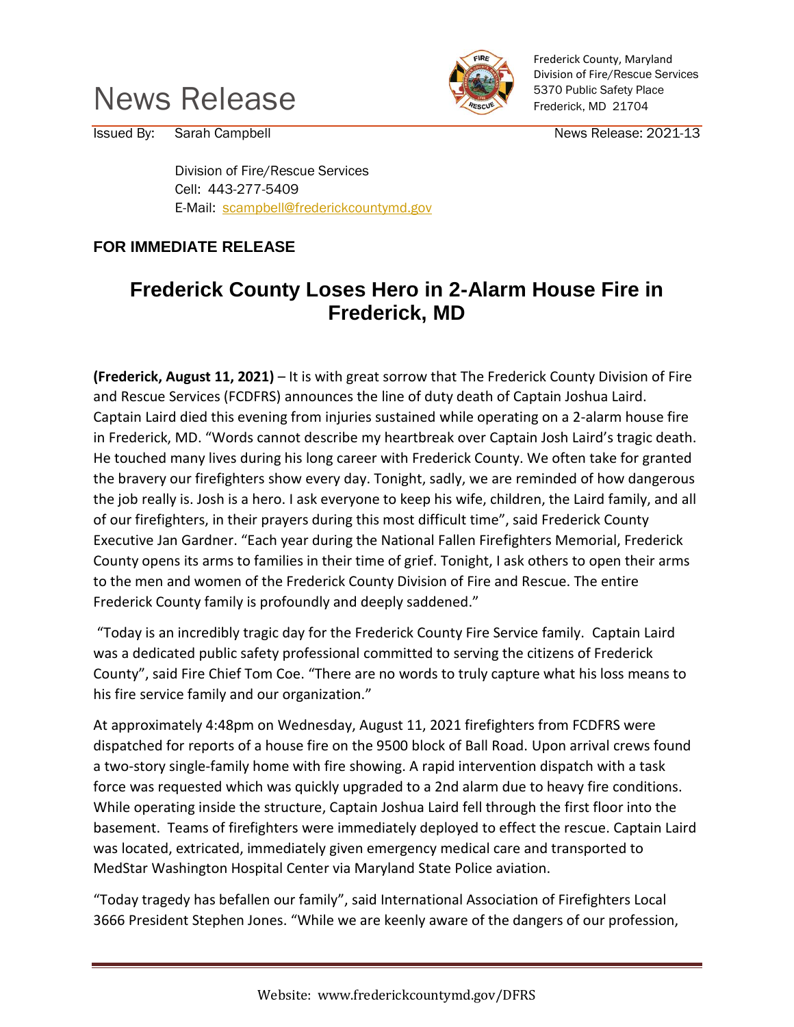# News Release

Frederick County, Maryland
Division of Fire/Rescue Services
5370 Public Safety Place
Frederick, MD 21704

Issued By: Sarah Campbell — News Release: 2021-13

Division of Fire/Rescue Services
Cell: 443-277-5409
E-Mail: scampbell@frederickcountymd.gov

**FOR IMMEDIATE RELEASE**

## Frederick County Loses Hero in 2-Alarm House Fire in Frederick, MD

**(Frederick, August 11, 2021)** – It is with great sorrow that The Frederick County Division of Fire and Rescue Services (FCDFRS) announces the line of duty death of Captain Joshua Laird. Captain Laird died this evening from injuries sustained while operating on a 2-alarm house fire in Frederick, MD. “Words cannot describe my heartbreak over Captain Josh Laird’s tragic death. He touched many lives during his long career with Frederick County. We often take for granted the bravery our firefighters show every day. Tonight, sadly, we are reminded of how dangerous the job really is. Josh is a hero. I ask everyone to keep his wife, children, the Laird family, and all of our firefighters, in their prayers during this most difficult time”, said Frederick County Executive Jan Gardner. “Each year during the National Fallen Firefighters Memorial, Frederick County opens its arms to families in their time of grief. Tonight, I ask others to open their arms to the men and women of the Frederick County Division of Fire and Rescue. The entire Frederick County family is profoundly and deeply saddened.”

“Today is an incredibly tragic day for the Frederick County Fire Service family. Captain Laird was a dedicated public safety professional committed to serving the citizens of Frederick County”, said Fire Chief Tom Coe. “There are no words to truly capture what his loss means to his fire service family and our organization.”

At approximately 4:48pm on Wednesday, August 11, 2021 firefighters from FCDFRS were dispatched for reports of a house fire on the 9500 block of Ball Road. Upon arrival crews found a two-story single-family home with fire showing. A rapid intervention dispatch with a task force was requested which was quickly upgraded to a 2nd alarm due to heavy fire conditions. While operating inside the structure, Captain Joshua Laird fell through the first floor into the basement. Teams of firefighters were immediately deployed to effect the rescue. Captain Laird was located, extricated, immediately given emergency medical care and transported to MedStar Washington Hospital Center via Maryland State Police aviation.

“Today tragedy has befallen our family”, said International Association of Firefighters Local 3666 President Stephen Jones. “While we are keenly aware of the dangers of our profession,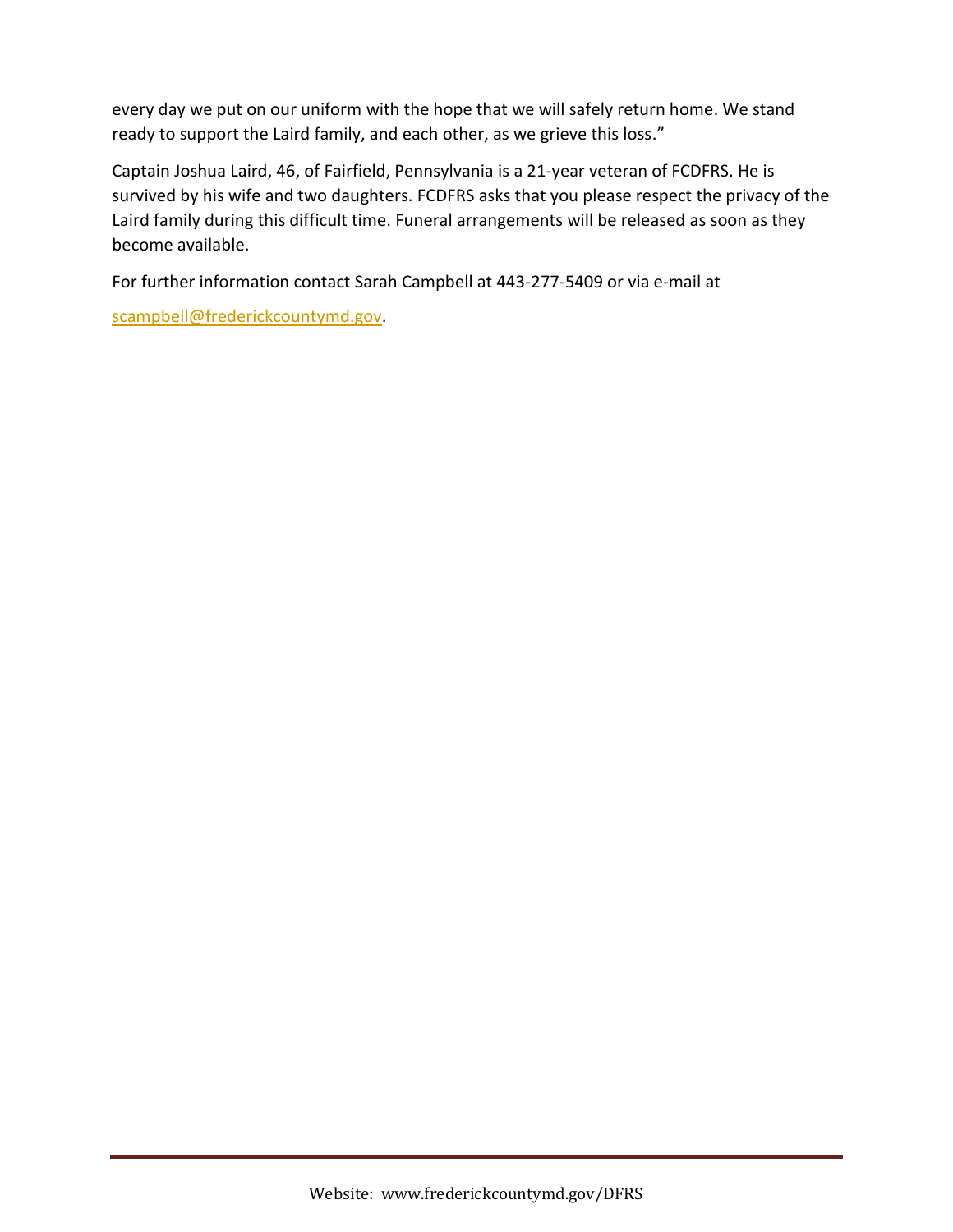every day we put on our uniform with the hope that we will safely return home. We stand ready to support the Laird family, and each other, as we grieve this loss."

Captain Joshua Laird, 46, of Fairfield, Pennsylvania is a 21-year veteran of FCDFRS. He is survived by his wife and two daughters. FCDFRS asks that you please respect the privacy of the Laird family during this difficult time. Funeral arrangements will be released as soon as they become available.

For further information contact Sarah Campbell at 443-277-5409 or via e-mail at

scampbell@frederickcountymd.gov.